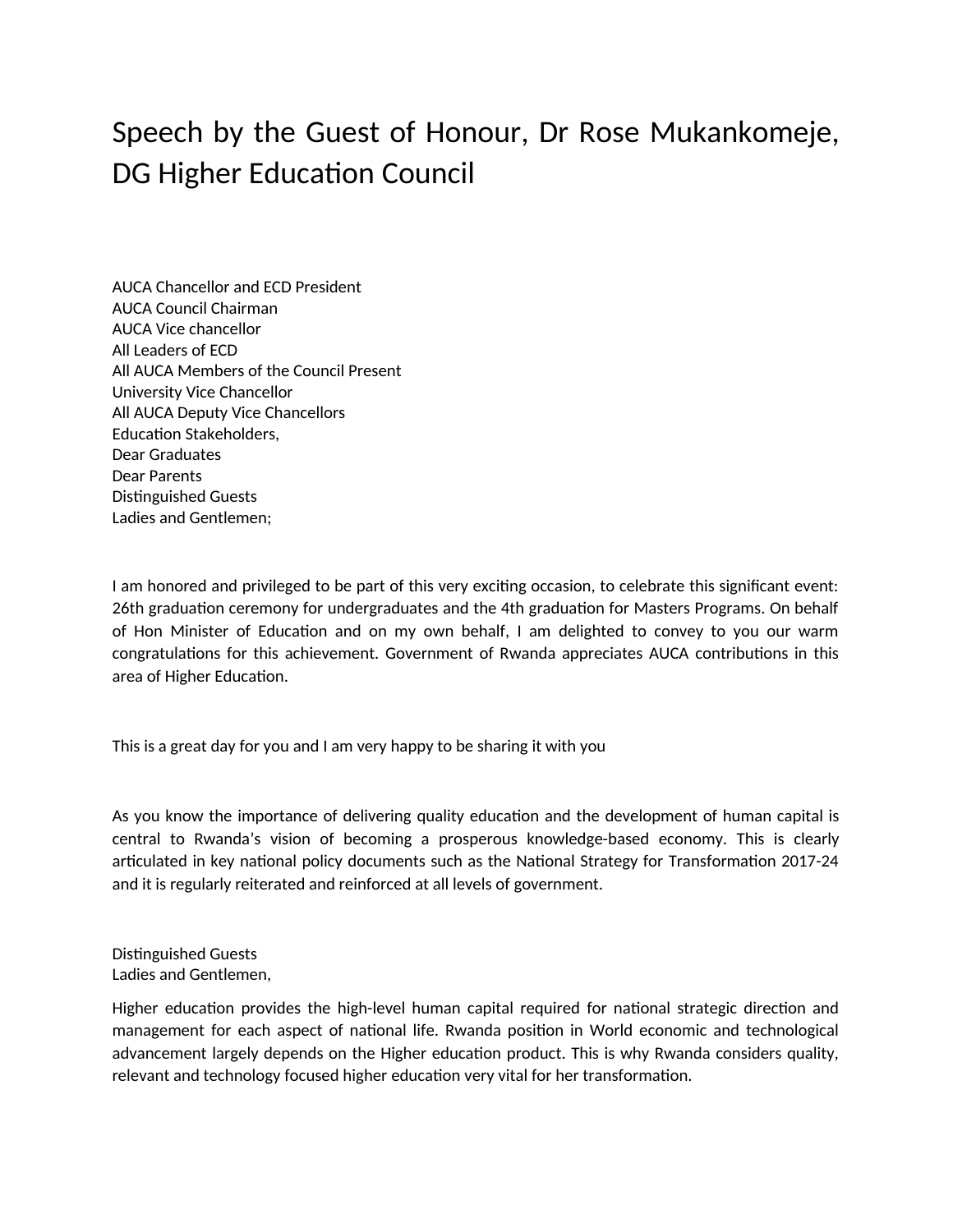# Speech by the Guest of Honour, Dr Rose Mukankomeje, DG Higher Education Council

AUCA Chancellor and ECD President
AUCA Council Chairman
AUCA Vice chancellor
All Leaders of ECD
All AUCA Members of the Council Present
University Vice Chancellor
All AUCA Deputy Vice Chancellors
Education Stakeholders,
Dear Graduates
Dear Parents
Distinguished Guests
Ladies and Gentlemen;

I am honored and privileged to be part of this very exciting occasion, to celebrate this significant event: 26th graduation ceremony for undergraduates and the 4th graduation for Masters Programs. On behalf of Hon Minister of Education and on my own behalf, I am delighted to convey to you our warm congratulations for this achievement. Government of Rwanda appreciates AUCA contributions in this area of Higher Education.

This is a great day for you and I am very happy to be sharing it with you

As you know the importance of delivering quality education and the development of human capital is central to Rwanda's vision of becoming a prosperous knowledge-based economy. This is clearly articulated in key national policy documents such as the National Strategy for Transformation 2017-24 and it is regularly reiterated and reinforced at all levels of government.

Distinguished Guests
Ladies and Gentlemen,

Higher education provides the high-level human capital required for national strategic direction and management for each aspect of national life. Rwanda position in World economic and technological advancement largely depends on the Higher education product. This is why Rwanda considers quality, relevant and technology focused higher education very vital for her transformation.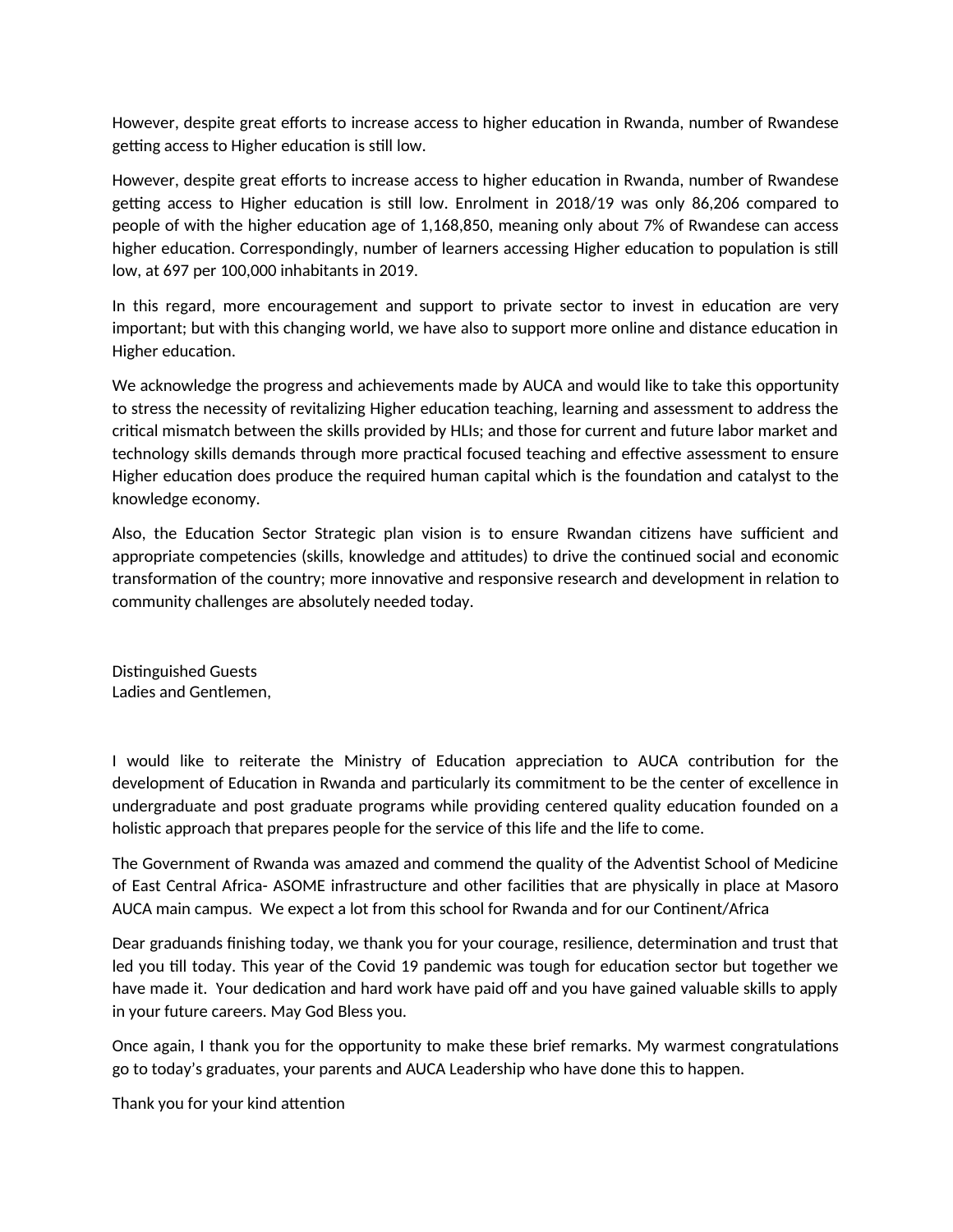However, despite great efforts to increase access to higher education in Rwanda, number of Rwandese getting access to Higher education is still low.

However, despite great efforts to increase access to higher education in Rwanda, number of Rwandese getting access to Higher education is still low. Enrolment in 2018/19 was only 86,206 compared to people of with the higher education age of 1,168,850, meaning only about 7% of Rwandese can access higher education. Correspondingly, number of learners accessing Higher education to population is still low, at 697 per 100,000 inhabitants in 2019.

In this regard, more encouragement and support to private sector to invest in education are very important; but with this changing world, we have also to support more online and distance education in Higher education.

We acknowledge the progress and achievements made by AUCA and would like to take this opportunity to stress the necessity of revitalizing Higher education teaching, learning and assessment to address the critical mismatch between the skills provided by HLIs; and those for current and future labor market and technology skills demands through more practical focused teaching and effective assessment to ensure Higher education does produce the required human capital which is the foundation and catalyst to the knowledge economy.

Also, the Education Sector Strategic plan vision is to ensure Rwandan citizens have sufficient and appropriate competencies (skills, knowledge and attitudes) to drive the continued social and economic transformation of the country; more innovative and responsive research and development in relation to community challenges are absolutely needed today.

Distinguished Guests  
Ladies and Gentlemen,

I would like to reiterate the Ministry of Education appreciation to AUCA contribution for the development of Education in Rwanda and particularly its commitment to be the center of excellence in undergraduate and post graduate programs while providing centered quality education founded on a holistic approach that prepares people for the service of this life and the life to come.

The Government of Rwanda was amazed and commend the quality of the Adventist School of Medicine of East Central Africa- ASOME infrastructure and other facilities that are physically in place at Masoro AUCA main campus. We expect a lot from this school for Rwanda and for our Continent/Africa

Dear graduands finishing today, we thank you for your courage, resilience, determination and trust that led you till today. This year of the Covid 19 pandemic was tough for education sector but together we have made it. Your dedication and hard work have paid off and you have gained valuable skills to apply in your future careers. May God Bless you.

Once again, I thank you for the opportunity to make these brief remarks. My warmest congratulations go to today's graduates, your parents and AUCA Leadership who have done this to happen.

Thank you for your kind attention